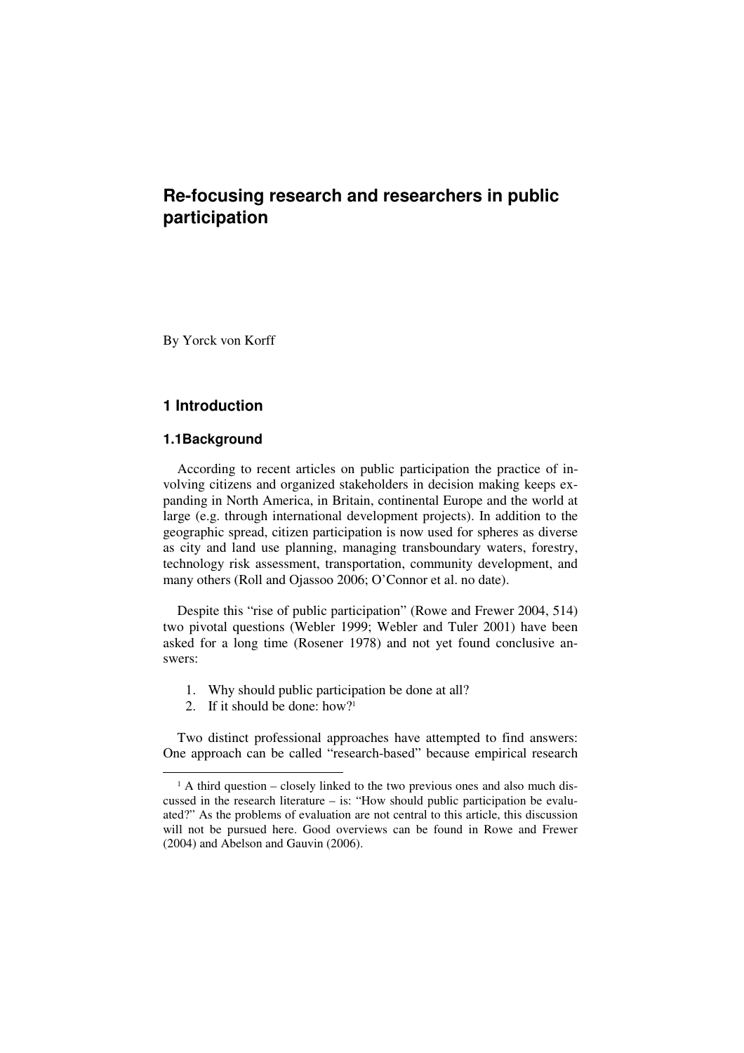# Re-focusing research and researchers in public participation

By Yorck von Korff

## 1 Introduction

### 1.1 Background

According to recent articles on public participation the practice of involving citizens and organized stakeholders in decision making keeps expanding in North America, in Britain, continental Europe and the world at large (e.g. through international development projects). In addition to the geographic spread, citizen participation is now used for spheres as diverse as city and land use planning, managing transboundary waters, forestry, technology risk assessment, transportation, community development, and many others (Roll and Ojassoo 2006; O'Connor et al. no date).

Despite this "rise of public participation" (Rowe and Frewer 2004, 514) two pivotal questions (Webler 1999; Webler and Tuler 2001) have been asked for a long time (Rosener 1978) and not yet found conclusive answers:

1. Why should public participation be done at all?
2. If it should be done: how?[1]

Two distinct professional approaches have attempted to find answers: One approach can be called "research-based" because empirical research

---

[1] A third question – closely linked to the two previous ones and also much discussed in the research literature – is: "How should public participation be evaluated?" As the problems of evaluation are not central to this article, this discussion will not be pursued here. Good overviews can be found in Rowe and Frewer (2004) and Abelson and Gauvin (2006).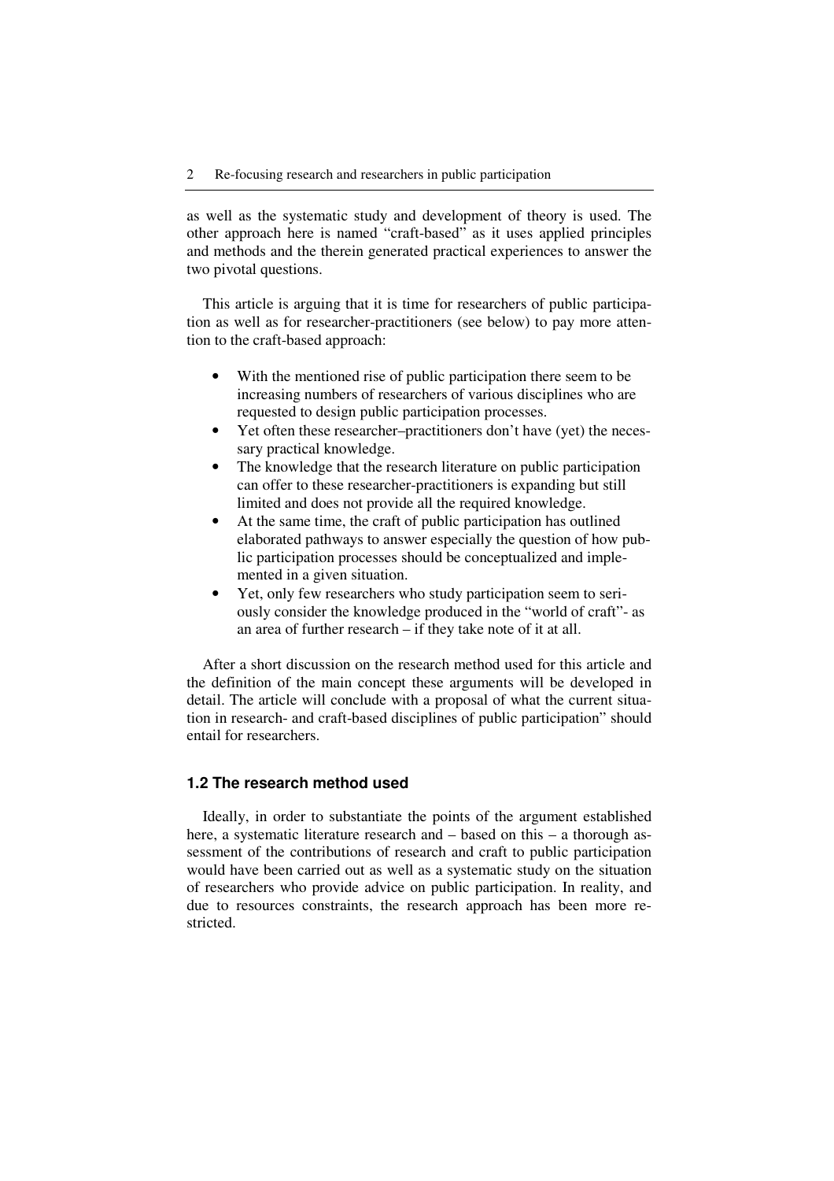as well as the systematic study and development of theory is used. The other approach here is named "craft-based" as it uses applied principles and methods and the therein generated practical experiences to answer the two pivotal questions.

This article is arguing that it is time for researchers of public participation as well as for researcher-practitioners (see below) to pay more attention to the craft-based approach:

- With the mentioned rise of public participation there seem to be increasing numbers of researchers of various disciplines who are requested to design public participation processes.
- Yet often these researcher–practitioners don't have (yet) the necessary practical knowledge.
- The knowledge that the research literature on public participation can offer to these researcher-practitioners is expanding but still limited and does not provide all the required knowledge.
- At the same time, the craft of public participation has outlined elaborated pathways to answer especially the question of how public participation processes should be conceptualized and implemented in a given situation.
- Yet, only few researchers who study participation seem to seriously consider the knowledge produced in the "world of craft"- as an area of further research – if they take note of it at all.

After a short discussion on the research method used for this article and the definition of the main concept these arguments will be developed in detail. The article will conclude with a proposal of what the current situation in research- and craft-based disciplines of public participation" should entail for researchers.

### 1.2 The research method used

Ideally, in order to substantiate the points of the argument established here, a systematic literature research and – based on this – a thorough assessment of the contributions of research and craft to public participation would have been carried out as well as a systematic study on the situation of researchers who provide advice on public participation. In reality, and due to resources constraints, the research approach has been more restricted.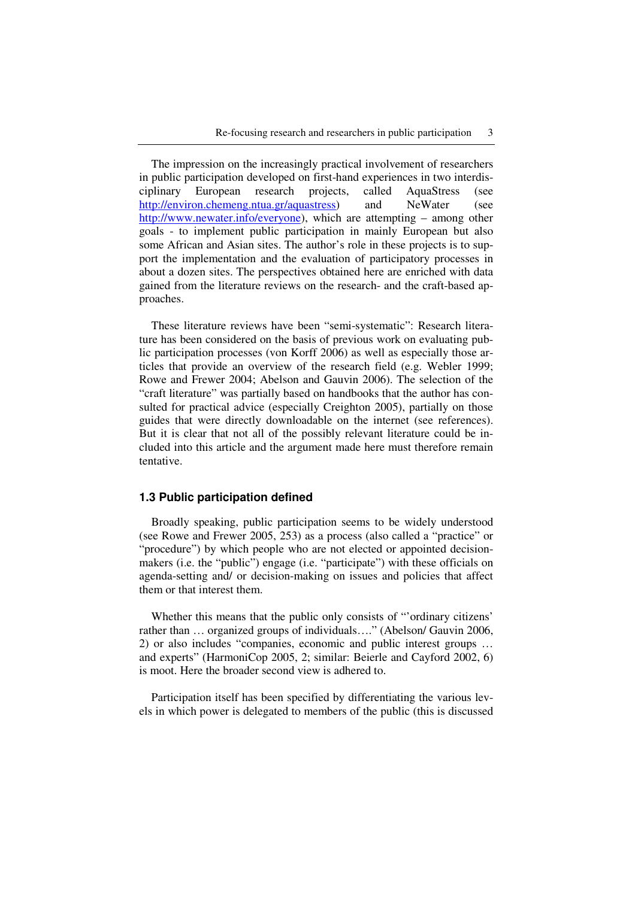The impression on the increasingly practical involvement of researchers in public participation developed on first-hand experiences in two interdisciplinary European research projects, called AquaStress (see http://environ.chemeng.ntua.gr/aquastress) and NeWater (see http://www.newater.info/everyone), which are attempting – among other goals - to implement public participation in mainly European but also some African and Asian sites. The author's role in these projects is to support the implementation and the evaluation of participatory processes in about a dozen sites. The perspectives obtained here are enriched with data gained from the literature reviews on the research- and the craft-based approaches.

These literature reviews have been "semi-systematic": Research literature has been considered on the basis of previous work on evaluating public participation processes (von Korff 2006) as well as especially those articles that provide an overview of the research field (e.g. Webler 1999; Rowe and Frewer 2004; Abelson and Gauvin 2006). The selection of the "craft literature" was partially based on handbooks that the author has consulted for practical advice (especially Creighton 2005), partially on those guides that were directly downloadable on the internet (see references). But it is clear that not all of the possibly relevant literature could be included into this article and the argument made here must therefore remain tentative.

## 1.3 Public participation defined

Broadly speaking, public participation seems to be widely understood (see Rowe and Frewer 2005, 253) as a process (also called a "practice" or "procedure") by which people who are not elected or appointed decision-makers (i.e. the "public") engage (i.e. "participate") with these officials on agenda-setting and/ or decision-making on issues and policies that affect them or that interest them.

Whether this means that the public only consists of "'ordinary citizens' rather than … organized groups of individuals…." (Abelson/ Gauvin 2006, 2) or also includes "companies, economic and public interest groups … and experts" (HarmoniCop 2005, 2; similar: Beierle and Cayford 2002, 6) is moot. Here the broader second view is adhered to.

Participation itself has been specified by differentiating the various levels in which power is delegated to members of the public (this is discussed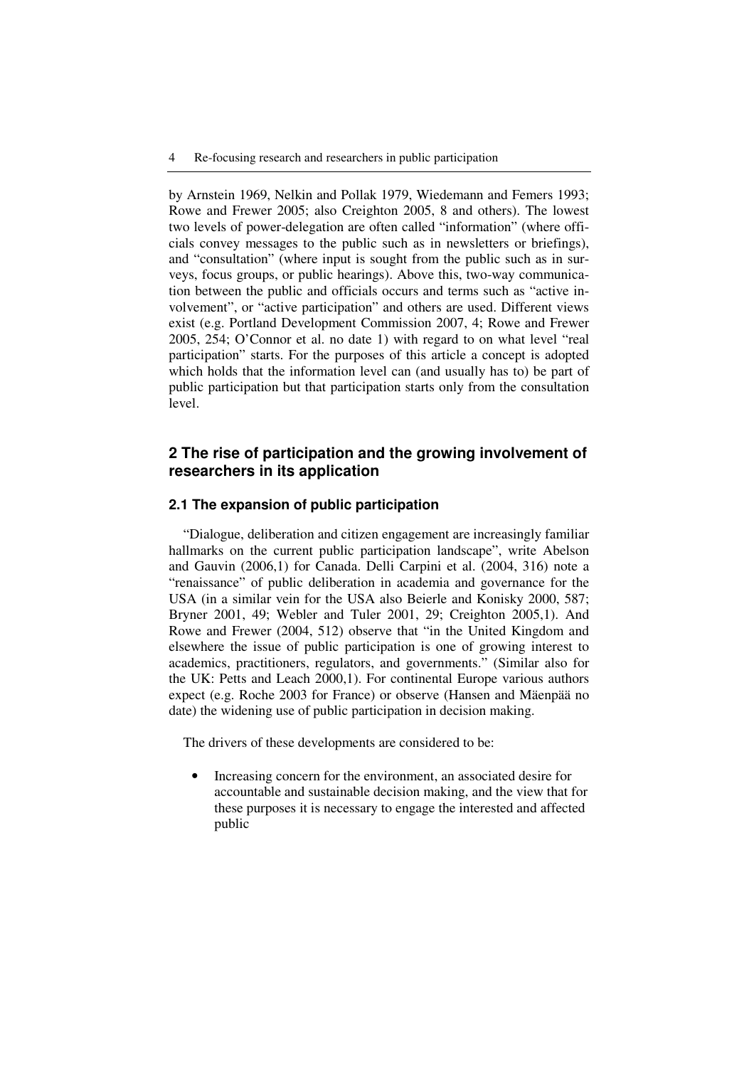by Arnstein 1969, Nelkin and Pollak 1979, Wiedemann and Femers 1993; Rowe and Frewer 2005; also Creighton 2005, 8 and others). The lowest two levels of power-delegation are often called "information" (where officials convey messages to the public such as in newsletters or briefings), and "consultation" (where input is sought from the public such as in surveys, focus groups, or public hearings). Above this, two-way communication between the public and officials occurs and terms such as "active involvement", or "active participation" and others are used. Different views exist (e.g. Portland Development Commission 2007, 4; Rowe and Frewer 2005, 254; O'Connor et al. no date 1) with regard to on what level "real participation" starts. For the purposes of this article a concept is adopted which holds that the information level can (and usually has to) be part of public participation but that participation starts only from the consultation level.

## 2 The rise of participation and the growing involvement of researchers in its application

### 2.1 The expansion of public participation

"Dialogue, deliberation and citizen engagement are increasingly familiar hallmarks on the current public participation landscape", write Abelson and Gauvin (2006,1) for Canada. Delli Carpini et al. (2004, 316) note a "renaissance" of public deliberation in academia and governance for the USA (in a similar vein for the USA also Beierle and Konisky 2000, 587; Bryner 2001, 49; Webler and Tuler 2001, 29; Creighton 2005,1). And Rowe and Frewer (2004, 512) observe that "in the United Kingdom and elsewhere the issue of public participation is one of growing interest to academics, practitioners, regulators, and governments." (Similar also for the UK: Petts and Leach 2000,1). For continental Europe various authors expect (e.g. Roche 2003 for France) or observe (Hansen and Mäenpää no date) the widening use of public participation in decision making.

The drivers of these developments are considered to be:

- Increasing concern for the environment, an associated desire for accountable and sustainable decision making, and the view that for these purposes it is necessary to engage the interested and affected public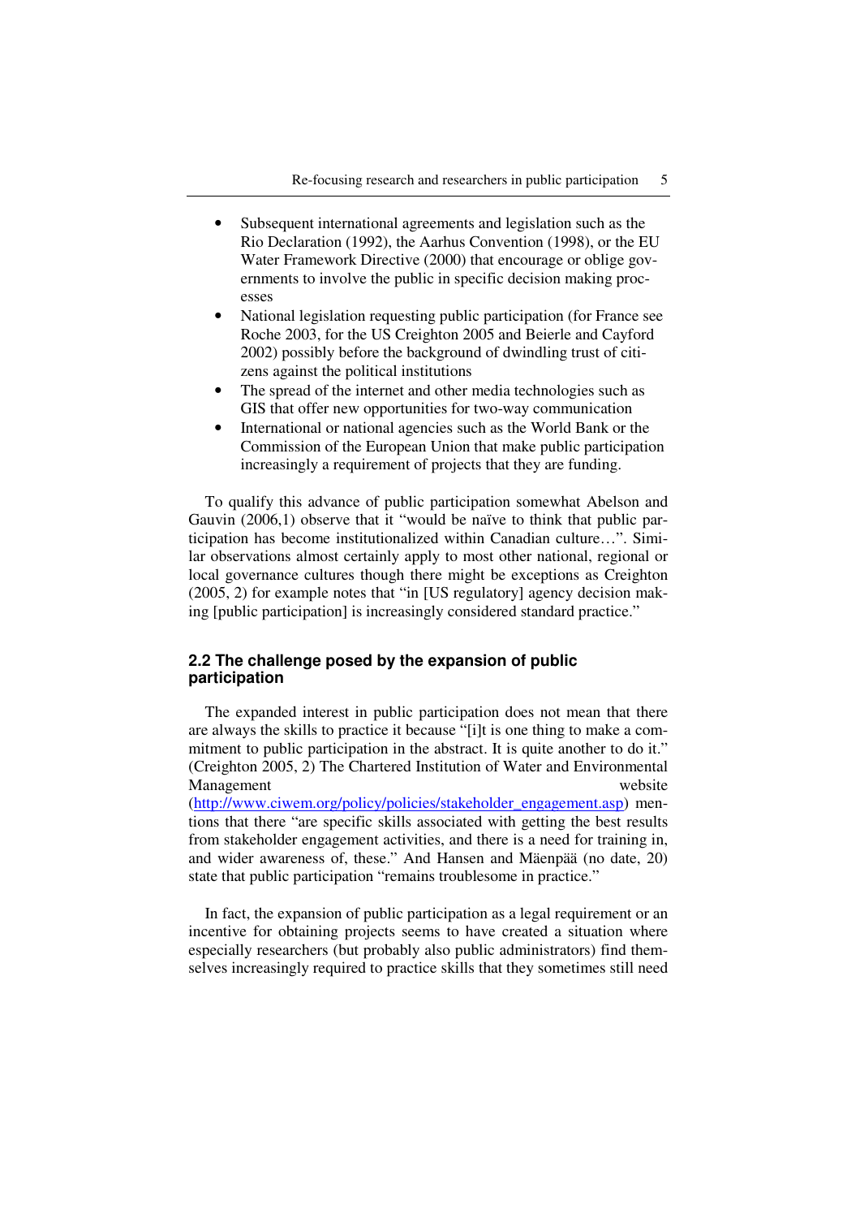- Subsequent international agreements and legislation such as the Rio Declaration (1992), the Aarhus Convention (1998), or the EU Water Framework Directive (2000) that encourage or oblige governments to involve the public in specific decision making processes
- National legislation requesting public participation (for France see Roche 2003, for the US Creighton 2005 and Beierle and Cayford 2002) possibly before the background of dwindling trust of citizens against the political institutions
- The spread of the internet and other media technologies such as GIS that offer new opportunities for two-way communication
- International or national agencies such as the World Bank or the Commission of the European Union that make public participation increasingly a requirement of projects that they are funding.

To qualify this advance of public participation somewhat Abelson and Gauvin (2006,1) observe that it "would be naïve to think that public participation has become institutionalized within Canadian culture…". Similar observations almost certainly apply to most other national, regional or local governance cultures though there might be exceptions as Creighton (2005, 2) for example notes that "in [US regulatory] agency decision making [public participation] is increasingly considered standard practice."

## 2.2 The challenge posed by the expansion of public participation

The expanded interest in public participation does not mean that there are always the skills to practice it because "[i]t is one thing to make a commitment to public participation in the abstract. It is quite another to do it." (Creighton 2005, 2) The Chartered Institution of Water and Environmental Management website (http://www.ciwem.org/policy/policies/stakeholder_engagement.asp) mentions that there "are specific skills associated with getting the best results from stakeholder engagement activities, and there is a need for training in, and wider awareness of, these." And Hansen and Mäenpää (no date, 20) state that public participation "remains troublesome in practice."

In fact, the expansion of public participation as a legal requirement or an incentive for obtaining projects seems to have created a situation where especially researchers (but probably also public administrators) find themselves increasingly required to practice skills that they sometimes still need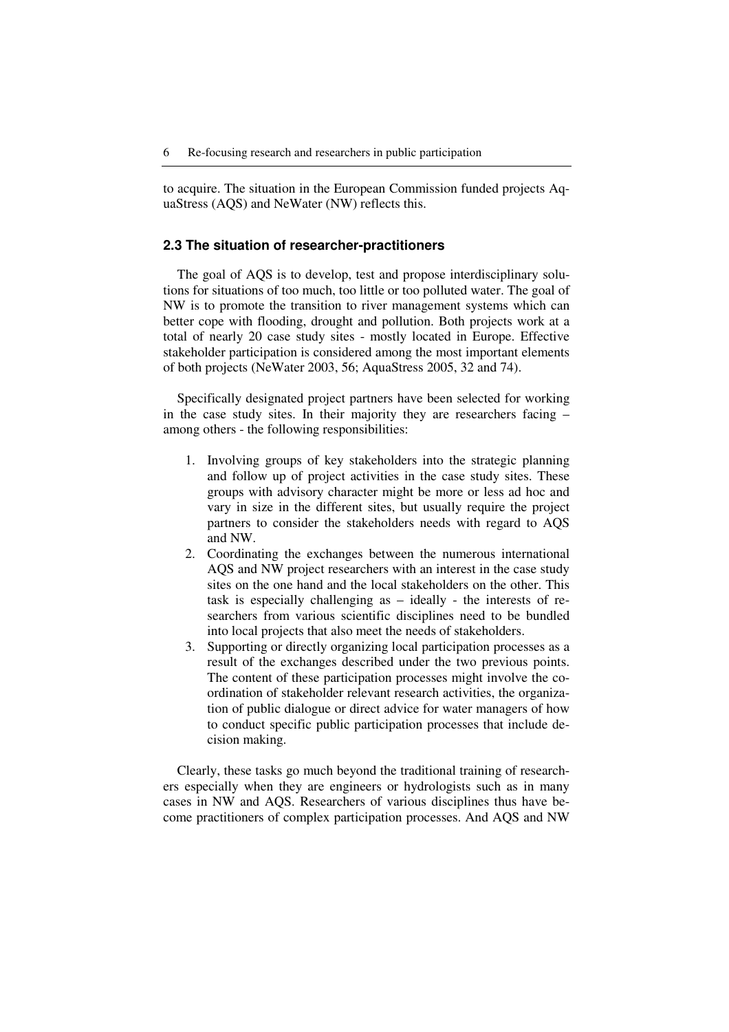to acquire. The situation in the European Commission funded projects AquaStress (AQS) and NeWater (NW) reflects this.

## 2.3 The situation of researcher-practitioners

The goal of AQS is to develop, test and propose interdisciplinary solutions for situations of too much, too little or too polluted water. The goal of NW is to promote the transition to river management systems which can better cope with flooding, drought and pollution. Both projects work at a total of nearly 20 case study sites - mostly located in Europe. Effective stakeholder participation is considered among the most important elements of both projects (NeWater 2003, 56; AquaStress 2005, 32 and 74).

Specifically designated project partners have been selected for working in the case study sites. In their majority they are researchers facing – among others - the following responsibilities:

1. Involving groups of key stakeholders into the strategic planning and follow up of project activities in the case study sites. These groups with advisory character might be more or less ad hoc and vary in size in the different sites, but usually require the project partners to consider the stakeholders needs with regard to AQS and NW.
2. Coordinating the exchanges between the numerous international AQS and NW project researchers with an interest in the case study sites on the one hand and the local stakeholders on the other. This task is especially challenging as – ideally - the interests of researchers from various scientific disciplines need to be bundled into local projects that also meet the needs of stakeholders.
3. Supporting or directly organizing local participation processes as a result of the exchanges described under the two previous points. The content of these participation processes might involve the coordination of stakeholder relevant research activities, the organization of public dialogue or direct advice for water managers of how to conduct specific public participation processes that include decision making.

Clearly, these tasks go much beyond the traditional training of researchers especially when they are engineers or hydrologists such as in many cases in NW and AQS. Researchers of various disciplines thus have become practitioners of complex participation processes. And AQS and NW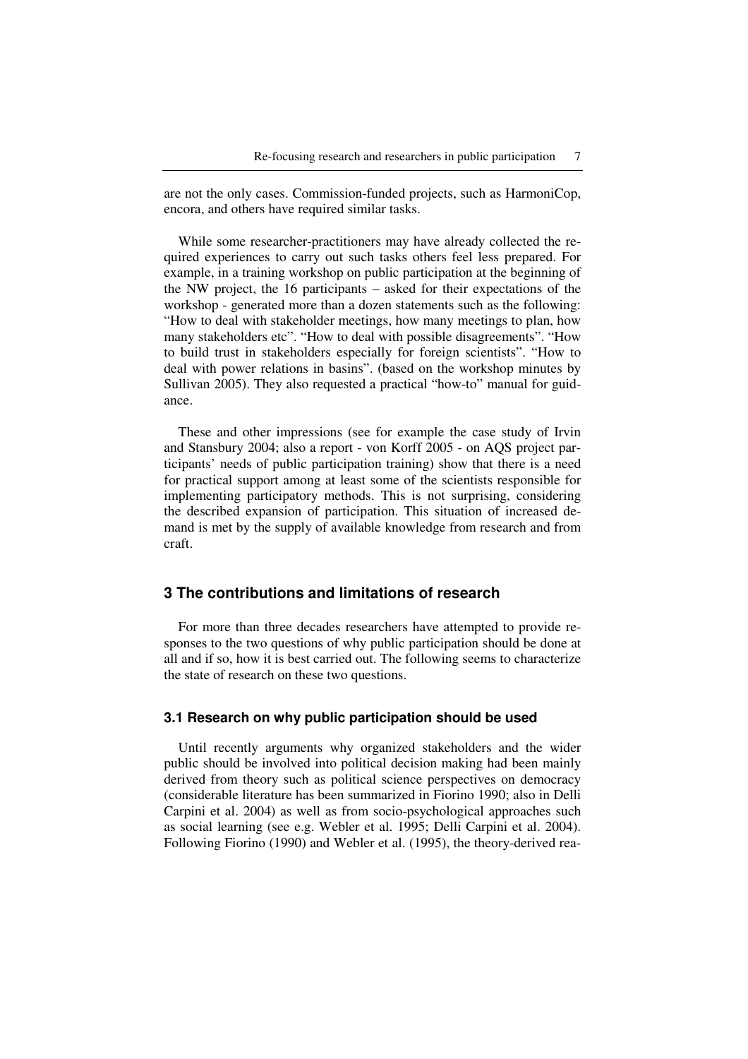are not the only cases. Commission-funded projects, such as HarmoniCop, encora, and others have required similar tasks.

While some researcher-practitioners may have already collected the required experiences to carry out such tasks others feel less prepared. For example, in a training workshop on public participation at the beginning of the NW project, the 16 participants – asked for their expectations of the workshop - generated more than a dozen statements such as the following: "How to deal with stakeholder meetings, how many meetings to plan, how many stakeholders etc". "How to deal with possible disagreements". "How to build trust in stakeholders especially for foreign scientists". "How to deal with power relations in basins". (based on the workshop minutes by Sullivan 2005). They also requested a practical "how-to" manual for guidance.

These and other impressions (see for example the case study of Irvin and Stansbury 2004; also a report - von Korff 2005 - on AQS project participants' needs of public participation training) show that there is a need for practical support among at least some of the scientists responsible for implementing participatory methods. This is not surprising, considering the described expansion of participation. This situation of increased demand is met by the supply of available knowledge from research and from craft.

## 3 The contributions and limitations of research

For more than three decades researchers have attempted to provide responses to the two questions of why public participation should be done at all and if so, how it is best carried out. The following seems to characterize the state of research on these two questions.

### 3.1 Research on why public participation should be used

Until recently arguments why organized stakeholders and the wider public should be involved into political decision making had been mainly derived from theory such as political science perspectives on democracy (considerable literature has been summarized in Fiorino 1990; also in Delli Carpini et al. 2004) as well as from socio-psychological approaches such as social learning (see e.g. Webler et al. 1995; Delli Carpini et al. 2004). Following Fiorino (1990) and Webler et al. (1995), the theory-derived rea-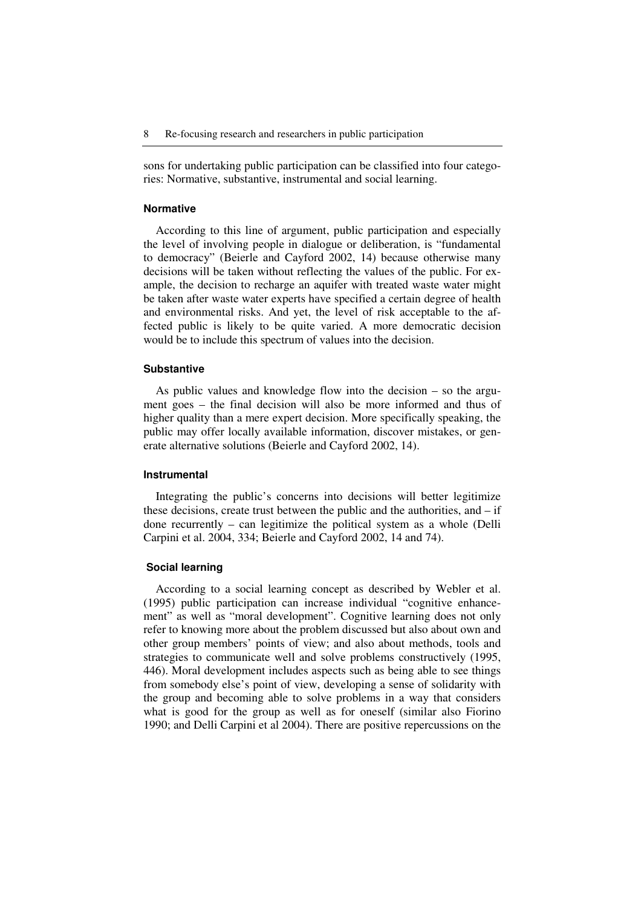sons for undertaking public participation can be classified into four categories: Normative, substantive, instrumental and social learning.

### Normative

According to this line of argument, public participation and especially the level of involving people in dialogue or deliberation, is "fundamental to democracy" (Beierle and Cayford 2002, 14) because otherwise many decisions will be taken without reflecting the values of the public. For example, the decision to recharge an aquifer with treated waste water might be taken after waste water experts have specified a certain degree of health and environmental risks. And yet, the level of risk acceptable to the affected public is likely to be quite varied. A more democratic decision would be to include this spectrum of values into the decision.

### Substantive

As public values and knowledge flow into the decision – so the argument goes – the final decision will also be more informed and thus of higher quality than a mere expert decision. More specifically speaking, the public may offer locally available information, discover mistakes, or generate alternative solutions (Beierle and Cayford 2002, 14).

### Instrumental

Integrating the public's concerns into decisions will better legitimize these decisions, create trust between the public and the authorities, and – if done recurrently – can legitimize the political system as a whole (Delli Carpini et al. 2004, 334; Beierle and Cayford 2002, 14 and 74).

### Social learning

According to a social learning concept as described by Webler et al. (1995) public participation can increase individual "cognitive enhancement" as well as "moral development". Cognitive learning does not only refer to knowing more about the problem discussed but also about own and other group members' points of view; and also about methods, tools and strategies to communicate well and solve problems constructively (1995, 446). Moral development includes aspects such as being able to see things from somebody else's point of view, developing a sense of solidarity with the group and becoming able to solve problems in a way that considers what is good for the group as well as for oneself (similar also Fiorino 1990; and Delli Carpini et al 2004). There are positive repercussions on the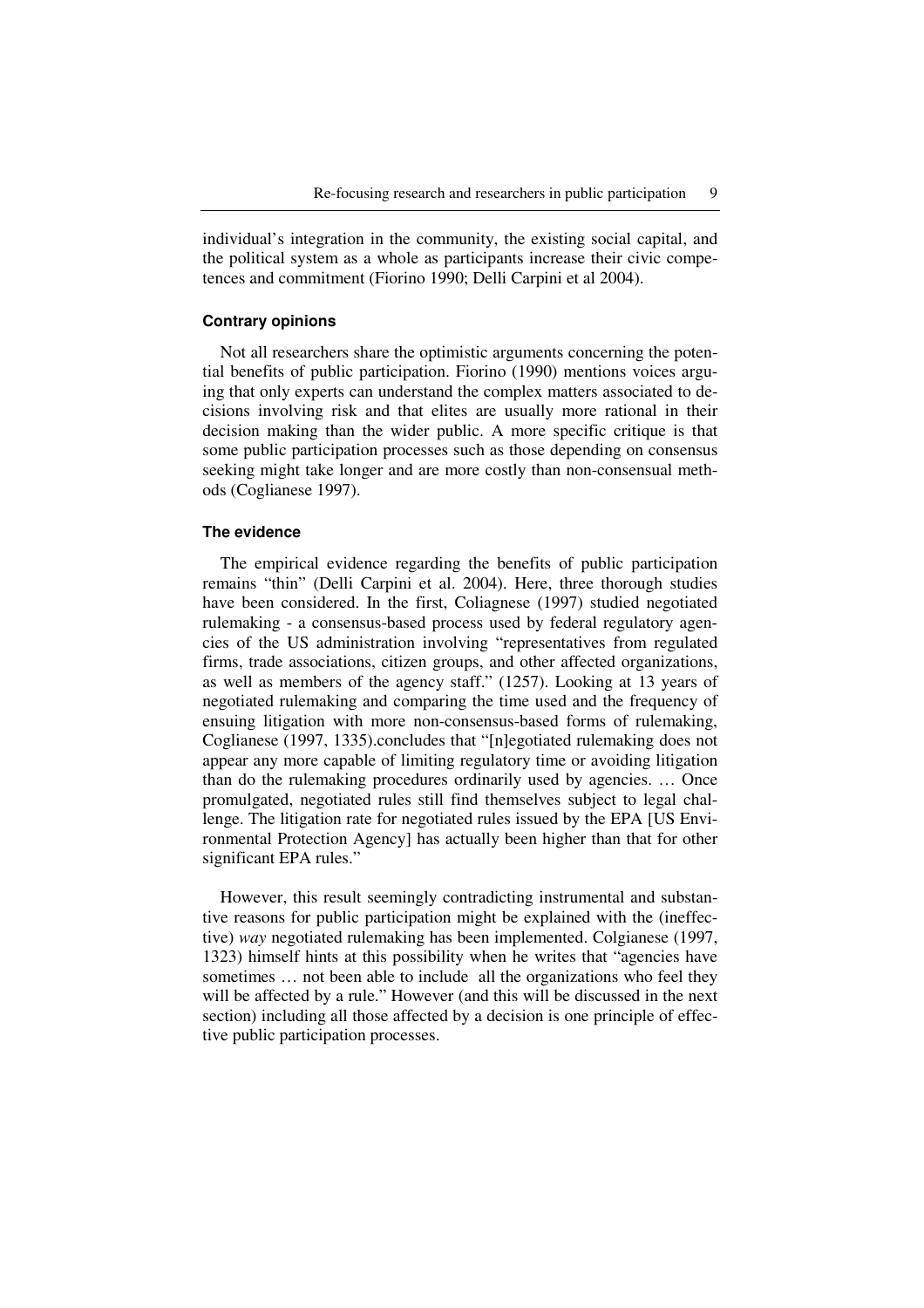individual's integration in the community, the existing social capital, and the political system as a whole as participants increase their civic competences and commitment (Fiorino 1990; Delli Carpini et al 2004).

### Contrary opinions

Not all researchers share the optimistic arguments concerning the potential benefits of public participation. Fiorino (1990) mentions voices arguing that only experts can understand the complex matters associated to decisions involving risk and that elites are usually more rational in their decision making than the wider public. A more specific critique is that some public participation processes such as those depending on consensus seeking might take longer and are more costly than non-consensual methods (Coglianese 1997).

### The evidence

The empirical evidence regarding the benefits of public participation remains "thin" (Delli Carpini et al. 2004). Here, three thorough studies have been considered. In the first, Coliagnese (1997) studied negotiated rulemaking - a consensus-based process used by federal regulatory agencies of the US administration involving "representatives from regulated firms, trade associations, citizen groups, and other affected organizations, as well as members of the agency staff." (1257). Looking at 13 years of negotiated rulemaking and comparing the time used and the frequency of ensuing litigation with more non-consensus-based forms of rulemaking, Coglianese (1997, 1335).concludes that "[n]egotiated rulemaking does not appear any more capable of limiting regulatory time or avoiding litigation than do the rulemaking procedures ordinarily used by agencies. … Once promulgated, negotiated rules still find themselves subject to legal challenge. The litigation rate for negotiated rules issued by the EPA [US Environmental Protection Agency] has actually been higher than that for other significant EPA rules."

However, this result seemingly contradicting instrumental and substantive reasons for public participation might be explained with the (ineffective) *way* negotiated rulemaking has been implemented. Colgianese (1997, 1323) himself hints at this possibility when he writes that "agencies have sometimes … not been able to include all the organizations who feel they will be affected by a rule." However (and this will be discussed in the next section) including all those affected by a decision is one principle of effective public participation processes.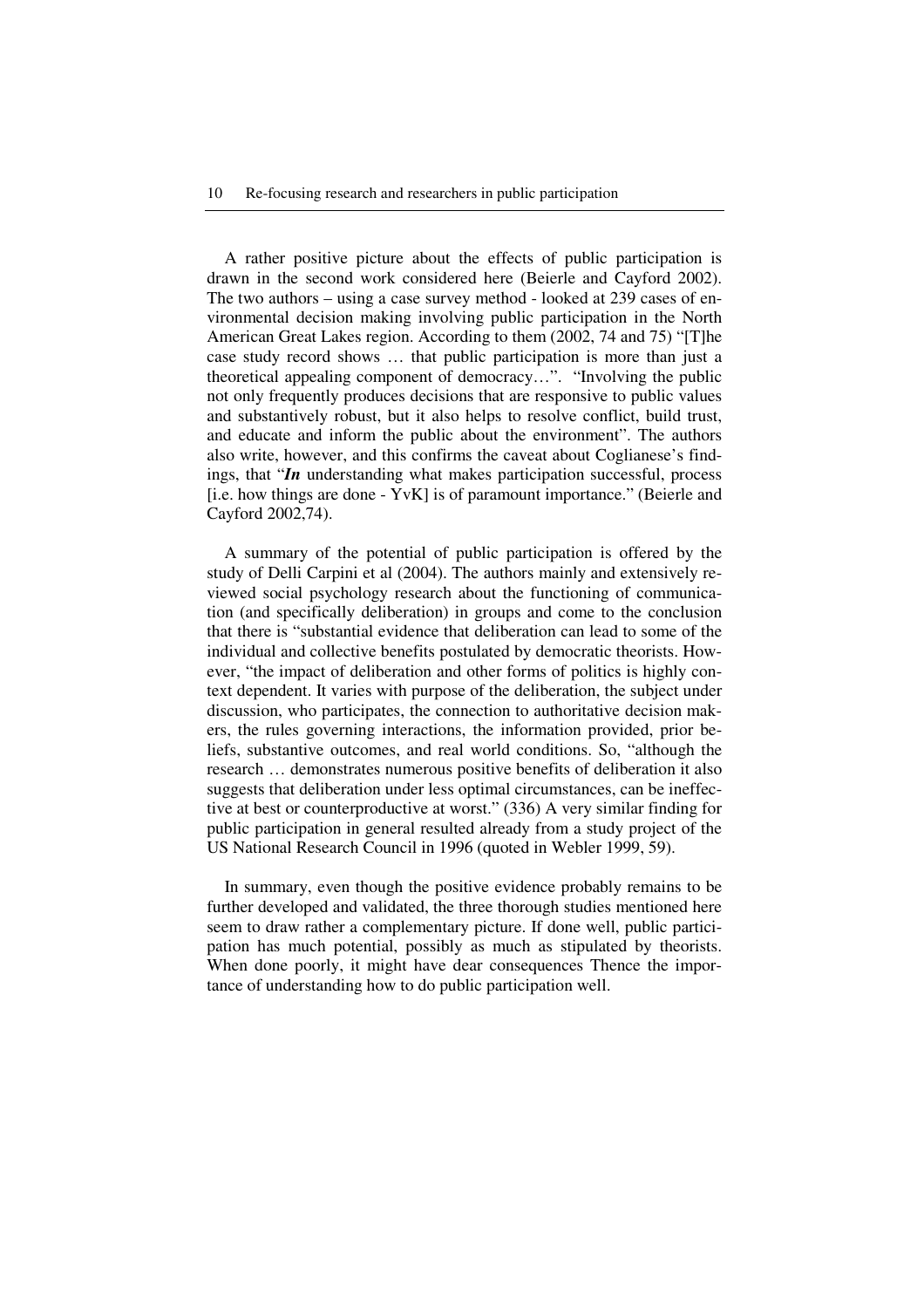A rather positive picture about the effects of public participation is drawn in the second work considered here (Beierle and Cayford 2002). The two authors – using a case survey method - looked at 239 cases of environmental decision making involving public participation in the North American Great Lakes region. According to them (2002, 74 and 75) "[T]he case study record shows … that public participation is more than just a theoretical appealing component of democracy…". "Involving the public not only frequently produces decisions that are responsive to public values and substantively robust, but it also helps to resolve conflict, build trust, and educate and inform the public about the environment". The authors also write, however, and this confirms the caveat about Coglianese's findings, that "***In*** understanding what makes participation successful, process [i.e. how things are done - YvK] is of paramount importance." (Beierle and Cayford 2002,74).

A summary of the potential of public participation is offered by the study of Delli Carpini et al (2004). The authors mainly and extensively reviewed social psychology research about the functioning of communication (and specifically deliberation) in groups and come to the conclusion that there is "substantial evidence that deliberation can lead to some of the individual and collective benefits postulated by democratic theorists. However, "the impact of deliberation and other forms of politics is highly context dependent. It varies with purpose of the deliberation, the subject under discussion, who participates, the connection to authoritative decision makers, the rules governing interactions, the information provided, prior beliefs, substantive outcomes, and real world conditions. So, "although the research … demonstrates numerous positive benefits of deliberation it also suggests that deliberation under less optimal circumstances, can be ineffective at best or counterproductive at worst." (336) A very similar finding for public participation in general resulted already from a study project of the US National Research Council in 1996 (quoted in Webler 1999, 59).

In summary, even though the positive evidence probably remains to be further developed and validated, the three thorough studies mentioned here seem to draw rather a complementary picture. If done well, public participation has much potential, possibly as much as stipulated by theorists. When done poorly, it might have dear consequences Thence the importance of understanding how to do public participation well.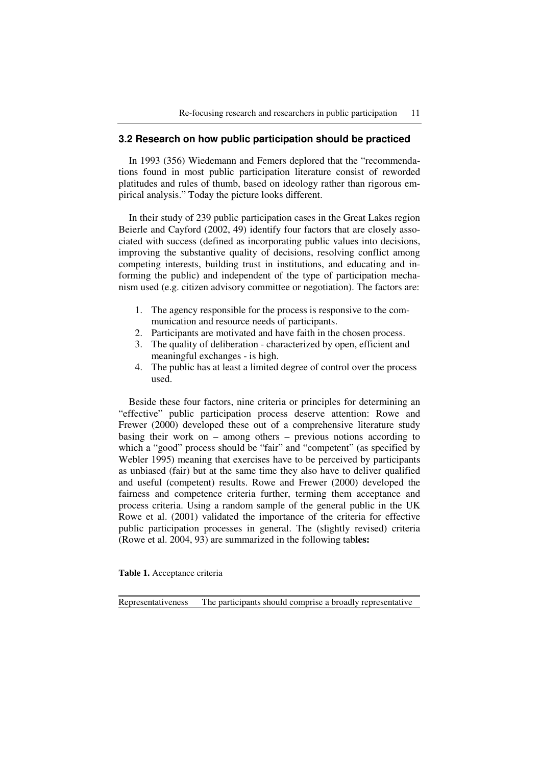## 3.2 Research on how public participation should be practiced

In 1993 (356) Wiedemann and Femers deplored that the "recommendations found in most public participation literature consist of reworded platitudes and rules of thumb, based on ideology rather than rigorous empirical analysis." Today the picture looks different.

In their study of 239 public participation cases in the Great Lakes region Beierle and Cayford (2002, 49) identify four factors that are closely associated with success (defined as incorporating public values into decisions, improving the substantive quality of decisions, resolving conflict among competing interests, building trust in institutions, and educating and informing the public) and independent of the type of participation mechanism used (e.g. citizen advisory committee or negotiation). The factors are:

1. The agency responsible for the process is responsive to the communication and resource needs of participants.
2. Participants are motivated and have faith in the chosen process.
3. The quality of deliberation - characterized by open, efficient and meaningful exchanges - is high.
4. The public has at least a limited degree of control over the process used.

Beside these four factors, nine criteria or principles for determining an "effective" public participation process deserve attention: Rowe and Frewer (2000) developed these out of a comprehensive literature study basing their work on – among others – previous notions according to which a "good" process should be "fair" and "competent" (as specified by Webler 1995) meaning that exercises have to be perceived by participants as unbiased (fair) but at the same time they also have to deliver qualified and useful (competent) results. Rowe and Frewer (2000) developed the fairness and competence criteria further, terming them acceptance and process criteria. Using a random sample of the general public in the UK Rowe et al. (2001) validated the importance of the criteria for effective public participation processes in general. The (slightly revised) criteria (Rowe et al. 2004, 93) are summarized in the following tab**les:**

**Table 1.** Acceptance criteria

| | |
|---|---|
| Representativeness | The participants should comprise a broadly representative |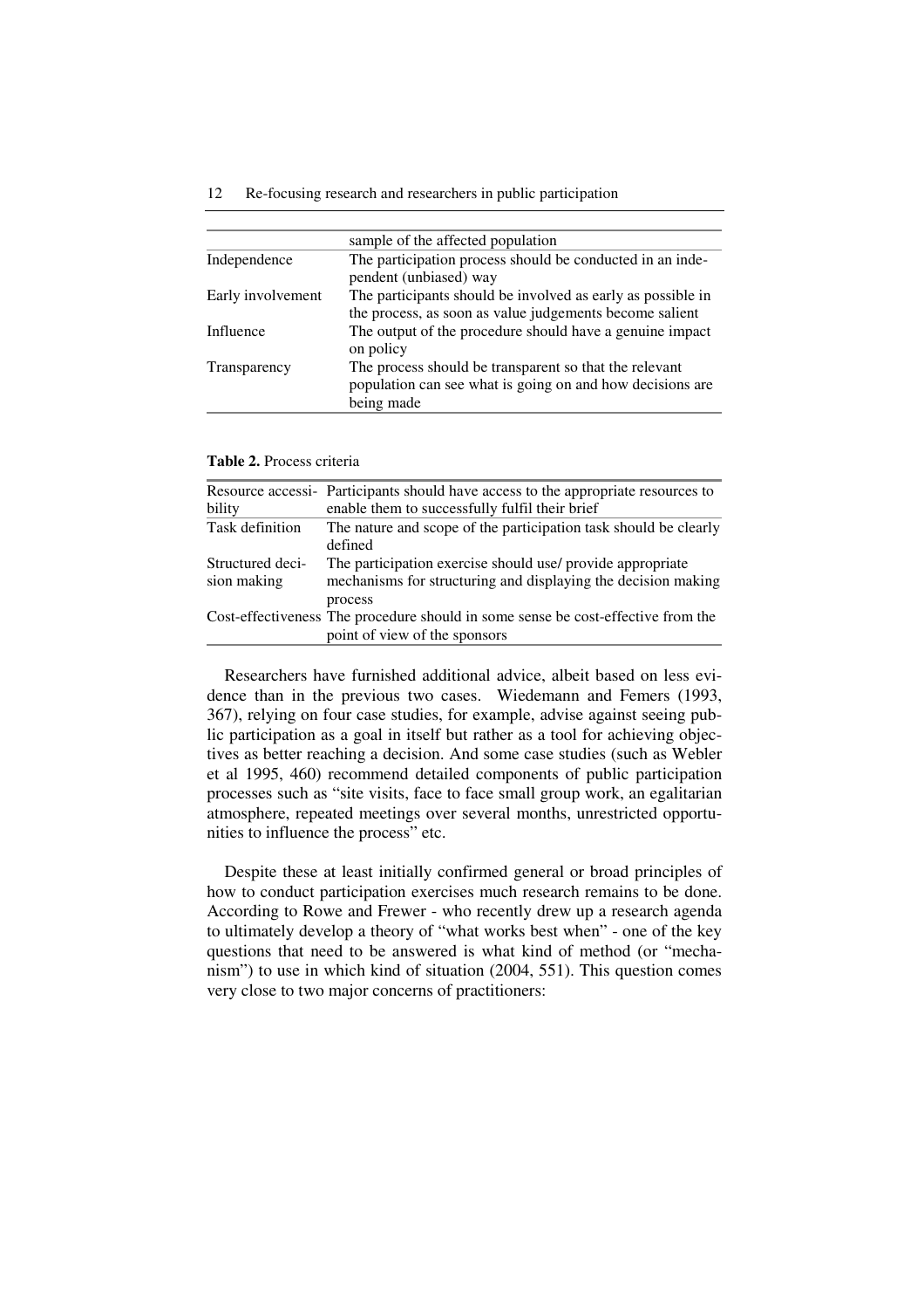| | |
|---|---|
| | sample of the affected population |
| Independence | The participation process should be conducted in an independent (unbiased) way |
| Early involvement | The participants should be involved as early as possible in the process, as soon as value judgements become salient |
| Influence | The output of the procedure should have a genuine impact on policy |
| Transparency | The process should be transparent so that the relevant population can see what is going on and how decisions are being made |

**Table 2.** Process criteria

| | |
|---|---|
| Resource accessibility | Participants should have access to the appropriate resources to enable them to successfully fulfil their brief |
| Task definition | The nature and scope of the participation task should be clearly defined |
| Structured decision making | The participation exercise should use/ provide appropriate mechanisms for structuring and displaying the decision making process |
| Cost-effectiveness | The procedure should in some sense be cost-effective from the point of view of the sponsors |

Researchers have furnished additional advice, albeit based on less evidence than in the previous two cases. Wiedemann and Femers (1993, 367), relying on four case studies, for example, advise against seeing public participation as a goal in itself but rather as a tool for achieving objectives as better reaching a decision. And some case studies (such as Webler et al 1995, 460) recommend detailed components of public participation processes such as "site visits, face to face small group work, an egalitarian atmosphere, repeated meetings over several months, unrestricted opportunities to influence the process" etc.

Despite these at least initially confirmed general or broad principles of how to conduct participation exercises much research remains to be done. According to Rowe and Frewer - who recently drew up a research agenda to ultimately develop a theory of "what works best when" - one of the key questions that need to be answered is what kind of method (or "mechanism") to use in which kind of situation (2004, 551). This question comes very close to two major concerns of practitioners: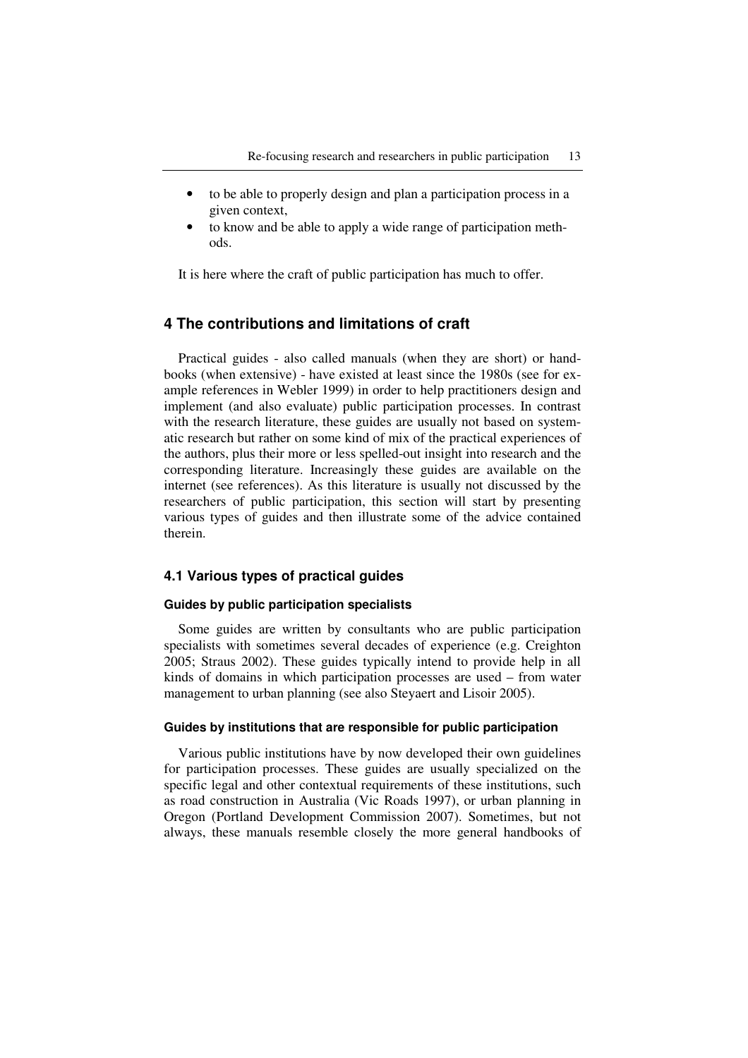- to be able to properly design and plan a participation process in a given context,
- to know and be able to apply a wide range of participation methods.

It is here where the craft of public participation has much to offer.

## 4 The contributions and limitations of craft

Practical guides - also called manuals (when they are short) or handbooks (when extensive) - have existed at least since the 1980s (see for example references in Webler 1999) in order to help practitioners design and implement (and also evaluate) public participation processes. In contrast with the research literature, these guides are usually not based on systematic research but rather on some kind of mix of the practical experiences of the authors, plus their more or less spelled-out insight into research and the corresponding literature. Increasingly these guides are available on the internet (see references). As this literature is usually not discussed by the researchers of public participation, this section will start by presenting various types of guides and then illustrate some of the advice contained therein.

### 4.1 Various types of practical guides

#### Guides by public participation specialists

Some guides are written by consultants who are public participation specialists with sometimes several decades of experience (e.g. Creighton 2005; Straus 2002). These guides typically intend to provide help in all kinds of domains in which participation processes are used – from water management to urban planning (see also Steyaert and Lisoir 2005).

#### Guides by institutions that are responsible for public participation

Various public institutions have by now developed their own guidelines for participation processes. These guides are usually specialized on the specific legal and other contextual requirements of these institutions, such as road construction in Australia (Vic Roads 1997), or urban planning in Oregon (Portland Development Commission 2007). Sometimes, but not always, these manuals resemble closely the more general handbooks of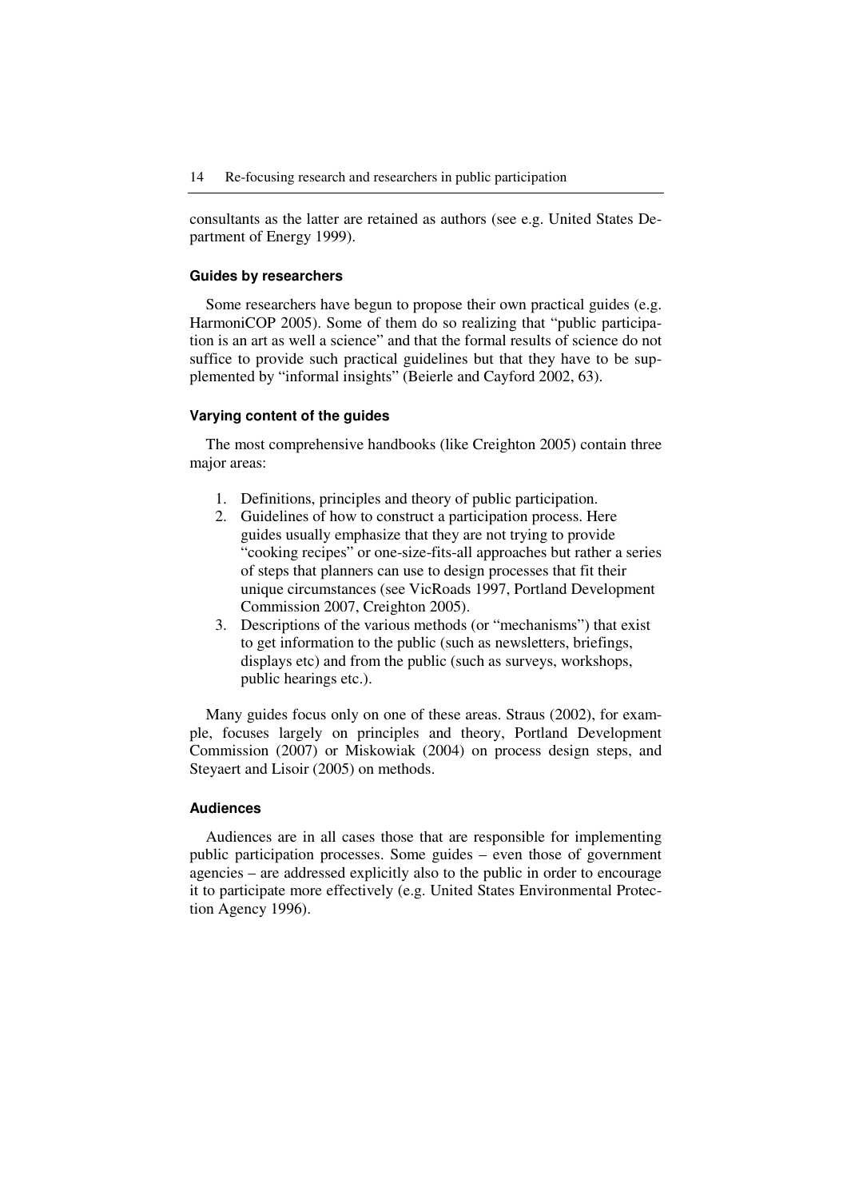consultants as the latter are retained as authors (see e.g. United States Department of Energy 1999).

#### Guides by researchers

Some researchers have begun to propose their own practical guides (e.g. HarmoniCOP 2005). Some of them do so realizing that "public participation is an art as well a science" and that the formal results of science do not suffice to provide such practical guidelines but that they have to be supplemented by "informal insights" (Beierle and Cayford 2002, 63).

#### Varying content of the guides

The most comprehensive handbooks (like Creighton 2005) contain three major areas:

1. Definitions, principles and theory of public participation.
2. Guidelines of how to construct a participation process. Here guides usually emphasize that they are not trying to provide "cooking recipes" or one-size-fits-all approaches but rather a series of steps that planners can use to design processes that fit their unique circumstances (see VicRoads 1997, Portland Development Commission 2007, Creighton 2005).
3. Descriptions of the various methods (or "mechanisms") that exist to get information to the public (such as newsletters, briefings, displays etc) and from the public (such as surveys, workshops, public hearings etc.).

Many guides focus only on one of these areas. Straus (2002), for example, focuses largely on principles and theory, Portland Development Commission (2007) or Miskowiak (2004) on process design steps, and Steyaert and Lisoir (2005) on methods.

#### Audiences

Audiences are in all cases those that are responsible for implementing public participation processes. Some guides – even those of government agencies – are addressed explicitly also to the public in order to encourage it to participate more effectively (e.g. United States Environmental Protection Agency 1996).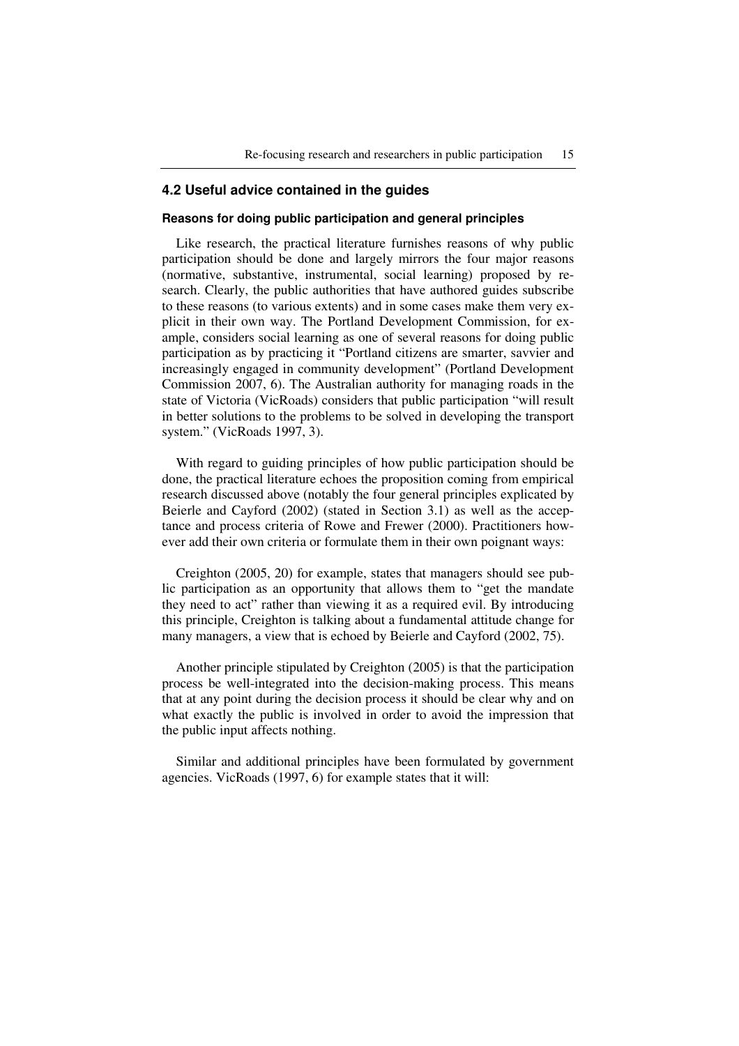## 4.2 Useful advice contained in the guides

### Reasons for doing public participation and general principles

Like research, the practical literature furnishes reasons of why public participation should be done and largely mirrors the four major reasons (normative, substantive, instrumental, social learning) proposed by research. Clearly, the public authorities that have authored guides subscribe to these reasons (to various extents) and in some cases make them very explicit in their own way. The Portland Development Commission, for example, considers social learning as one of several reasons for doing public participation as by practicing it "Portland citizens are smarter, savvier and increasingly engaged in community development" (Portland Development Commission 2007, 6). The Australian authority for managing roads in the state of Victoria (VicRoads) considers that public participation "will result in better solutions to the problems to be solved in developing the transport system." (VicRoads 1997, 3).

With regard to guiding principles of how public participation should be done, the practical literature echoes the proposition coming from empirical research discussed above (notably the four general principles explicated by Beierle and Cayford (2002) (stated in Section 3.1) as well as the acceptance and process criteria of Rowe and Frewer (2000). Practitioners however add their own criteria or formulate them in their own poignant ways:

Creighton (2005, 20) for example, states that managers should see public participation as an opportunity that allows them to "get the mandate they need to act" rather than viewing it as a required evil. By introducing this principle, Creighton is talking about a fundamental attitude change for many managers, a view that is echoed by Beierle and Cayford (2002, 75).

Another principle stipulated by Creighton (2005) is that the participation process be well-integrated into the decision-making process. This means that at any point during the decision process it should be clear why and on what exactly the public is involved in order to avoid the impression that the public input affects nothing.

Similar and additional principles have been formulated by government agencies. VicRoads (1997, 6) for example states that it will: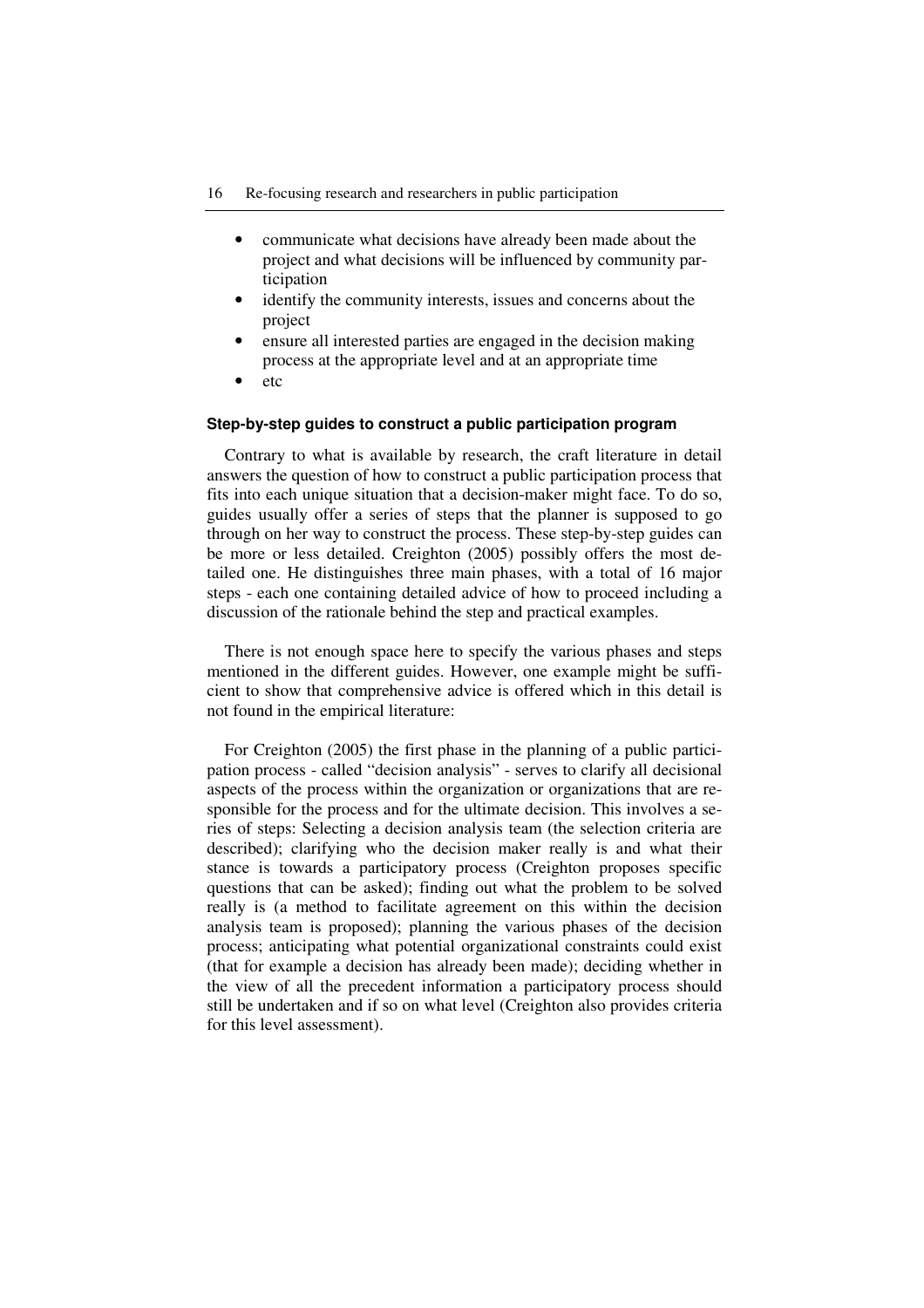- communicate what decisions have already been made about the project and what decisions will be influenced by community participation
- identify the community interests, issues and concerns about the project
- ensure all interested parties are engaged in the decision making process at the appropriate level and at an appropriate time
- etc

### Step-by-step guides to construct a public participation program

Contrary to what is available by research, the craft literature in detail answers the question of how to construct a public participation process that fits into each unique situation that a decision-maker might face. To do so, guides usually offer a series of steps that the planner is supposed to go through on her way to construct the process. These step-by-step guides can be more or less detailed. Creighton (2005) possibly offers the most detailed one. He distinguishes three main phases, with a total of 16 major steps - each one containing detailed advice of how to proceed including a discussion of the rationale behind the step and practical examples.

There is not enough space here to specify the various phases and steps mentioned in the different guides. However, one example might be sufficient to show that comprehensive advice is offered which in this detail is not found in the empirical literature:

For Creighton (2005) the first phase in the planning of a public participation process - called "decision analysis" - serves to clarify all decisional aspects of the process within the organization or organizations that are responsible for the process and for the ultimate decision. This involves a series of steps: Selecting a decision analysis team (the selection criteria are described); clarifying who the decision maker really is and what their stance is towards a participatory process (Creighton proposes specific questions that can be asked); finding out what the problem to be solved really is (a method to facilitate agreement on this within the decision analysis team is proposed); planning the various phases of the decision process; anticipating what potential organizational constraints could exist (that for example a decision has already been made); deciding whether in the view of all the precedent information a participatory process should still be undertaken and if so on what level (Creighton also provides criteria for this level assessment).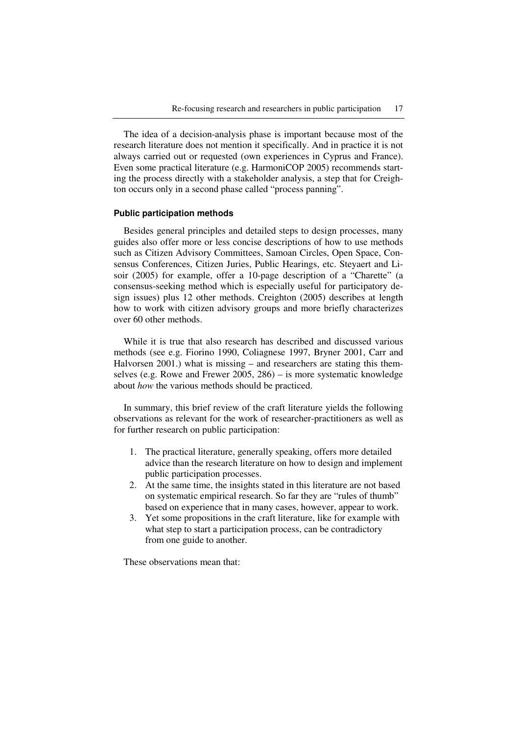The idea of a decision-analysis phase is important because most of the research literature does not mention it specifically. And in practice it is not always carried out or requested (own experiences in Cyprus and France). Even some practical literature (e.g. HarmoniCOP 2005) recommends starting the process directly with a stakeholder analysis, a step that for Creighton occurs only in a second phase called "process panning".

#### Public participation methods

Besides general principles and detailed steps to design processes, many guides also offer more or less concise descriptions of how to use methods such as Citizen Advisory Committees, Samoan Circles, Open Space, Consensus Conferences, Citizen Juries, Public Hearings, etc. Steyaert and Lisoir (2005) for example, offer a 10-page description of a "Charette" (a consensus-seeking method which is especially useful for participatory design issues) plus 12 other methods. Creighton (2005) describes at length how to work with citizen advisory groups and more briefly characterizes over 60 other methods.

While it is true that also research has described and discussed various methods (see e.g. Fiorino 1990, Coliagnese 1997, Bryner 2001, Carr and Halvorsen 2001.) what is missing – and researchers are stating this themselves (e.g. Rowe and Frewer 2005, 286) – is more systematic knowledge about *how* the various methods should be practiced.

In summary, this brief review of the craft literature yields the following observations as relevant for the work of researcher-practitioners as well as for further research on public participation:

1. The practical literature, generally speaking, offers more detailed advice than the research literature on how to design and implement public participation processes.
2. At the same time, the insights stated in this literature are not based on systematic empirical research. So far they are "rules of thumb" based on experience that in many cases, however, appear to work.
3. Yet some propositions in the craft literature, like for example with what step to start a participation process, can be contradictory from one guide to another.

These observations mean that: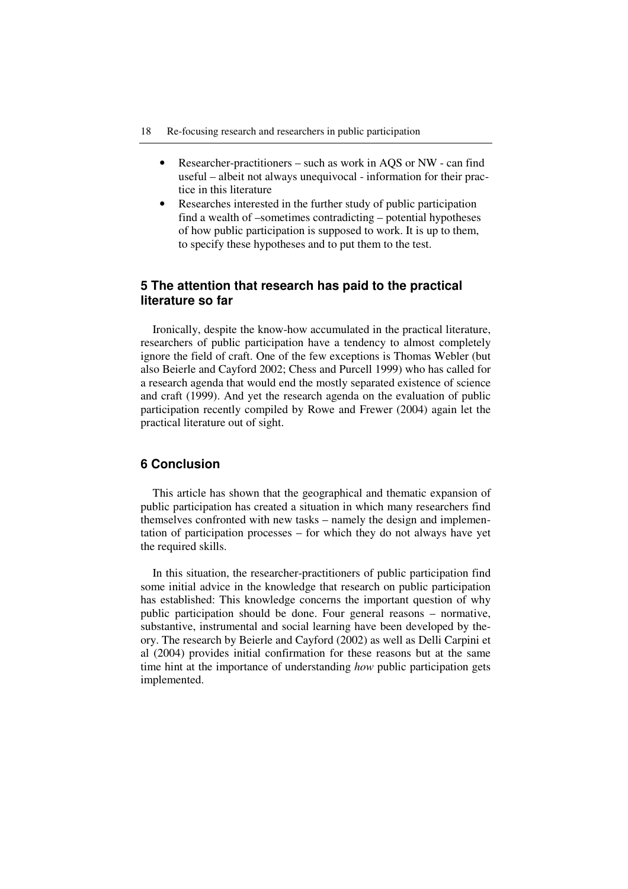- Researcher-practitioners – such as work in AQS or NW - can find useful – albeit not always unequivocal - information for their practice in this literature
- Researches interested in the further study of public participation find a wealth of –sometimes contradicting – potential hypotheses of how public participation is supposed to work. It is up to them, to specify these hypotheses and to put them to the test.

## 5 The attention that research has paid to the practical literature so far

Ironically, despite the know-how accumulated in the practical literature, researchers of public participation have a tendency to almost completely ignore the field of craft. One of the few exceptions is Thomas Webler (but also Beierle and Cayford 2002; Chess and Purcell 1999) who has called for a research agenda that would end the mostly separated existence of science and craft (1999). And yet the research agenda on the evaluation of public participation recently compiled by Rowe and Frewer (2004) again let the practical literature out of sight.

## 6 Conclusion

This article has shown that the geographical and thematic expansion of public participation has created a situation in which many researchers find themselves confronted with new tasks – namely the design and implementation of participation processes – for which they do not always have yet the required skills.

In this situation, the researcher-practitioners of public participation find some initial advice in the knowledge that research on public participation has established: This knowledge concerns the important question of why public participation should be done. Four general reasons – normative, substantive, instrumental and social learning have been developed by theory. The research by Beierle and Cayford (2002) as well as Delli Carpini et al (2004) provides initial confirmation for these reasons but at the same time hint at the importance of understanding *how* public participation gets implemented.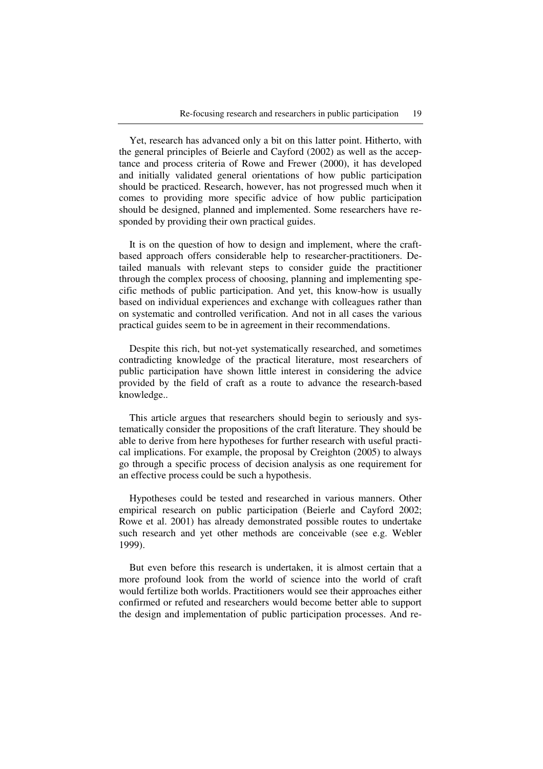Yet, research has advanced only a bit on this latter point. Hitherto, with the general principles of Beierle and Cayford (2002) as well as the acceptance and process criteria of Rowe and Frewer (2000), it has developed and initially validated general orientations of how public participation should be practiced. Research, however, has not progressed much when it comes to providing more specific advice of how public participation should be designed, planned and implemented. Some researchers have responded by providing their own practical guides.

It is on the question of how to design and implement, where the craft-based approach offers considerable help to researcher-practitioners. Detailed manuals with relevant steps to consider guide the practitioner through the complex process of choosing, planning and implementing specific methods of public participation. And yet, this know-how is usually based on individual experiences and exchange with colleagues rather than on systematic and controlled verification. And not in all cases the various practical guides seem to be in agreement in their recommendations.

Despite this rich, but not-yet systematically researched, and sometimes contradicting knowledge of the practical literature, most researchers of public participation have shown little interest in considering the advice provided by the field of craft as a route to advance the research-based knowledge..

This article argues that researchers should begin to seriously and systematically consider the propositions of the craft literature. They should be able to derive from here hypotheses for further research with useful practical implications. For example, the proposal by Creighton (2005) to always go through a specific process of decision analysis as one requirement for an effective process could be such a hypothesis.

Hypotheses could be tested and researched in various manners. Other empirical research on public participation (Beierle and Cayford 2002; Rowe et al. 2001) has already demonstrated possible routes to undertake such research and yet other methods are conceivable (see e.g. Webler 1999).

But even before this research is undertaken, it is almost certain that a more profound look from the world of science into the world of craft would fertilize both worlds. Practitioners would see their approaches either confirmed or refuted and researchers would become better able to support the design and implementation of public participation processes. And re-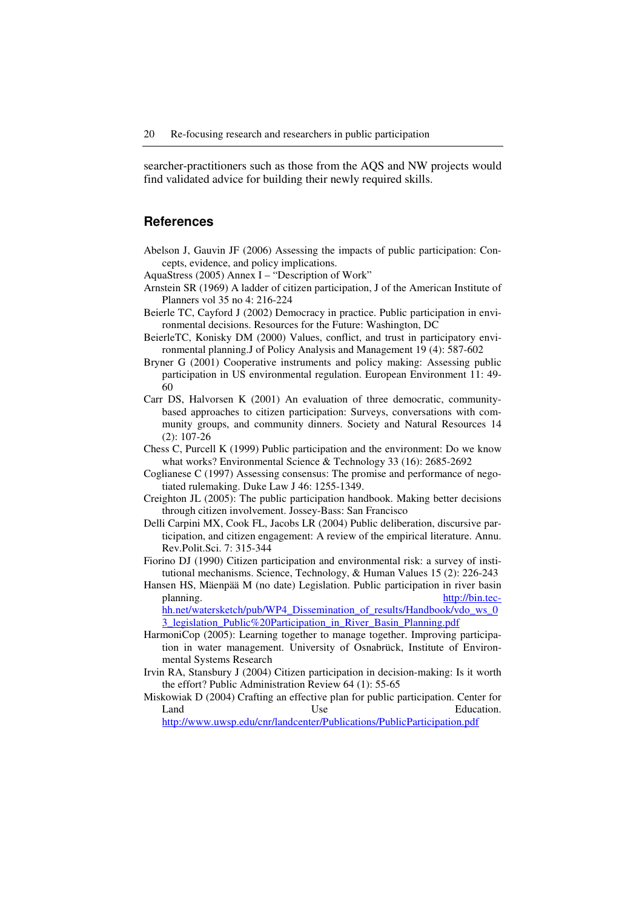searcher-practitioners such as those from the AQS and NW projects would find validated advice for building their newly required skills.

## References

Abelson J, Gauvin JF (2006) Assessing the impacts of public participation: Concepts, evidence, and policy implications.

AquaStress (2005) Annex I – "Description of Work"

Arnstein SR (1969) A ladder of citizen participation, J of the American Institute of Planners vol 35 no 4: 216-224

Beierle TC, Cayford J (2002) Democracy in practice. Public participation in environmental decisions. Resources for the Future: Washington, DC

BeierleTC, Konisky DM (2000) Values, conflict, and trust in participatory environmental planning.J of Policy Analysis and Management 19 (4): 587-602

Bryner G (2001) Cooperative instruments and policy making: Assessing public participation in US environmental regulation. European Environment 11: 49-60

Carr DS, Halvorsen K (2001) An evaluation of three democratic, community-based approaches to citizen participation: Surveys, conversations with community groups, and community dinners. Society and Natural Resources 14 (2): 107-26

Chess C, Purcell K (1999) Public participation and the environment: Do we know what works? Environmental Science & Technology 33 (16): 2685-2692

Coglianese C (1997) Assessing consensus: The promise and performance of negotiated rulemaking. Duke Law J 46: 1255-1349.

Creighton JL (2005): The public participation handbook. Making better decisions through citizen involvement. Jossey-Bass: San Francisco

Delli Carpini MX, Cook FL, Jacobs LR (2004) Public deliberation, discursive participation, and citizen engagement: A review of the empirical literature. Annu. Rev.Polit.Sci. 7: 315-344

Fiorino DJ (1990) Citizen participation and environmental risk: a survey of institutional mechanisms. Science, Technology, & Human Values 15 (2): 226-243

Hansen HS, Mäenpää M (no date) Legislation. Public participation in river basin planning. http://bin.tec-hh.net/watersketch/pub/WP4_Dissemination_of_results/Handbook/vdo_ws_03_legislation_Public%20Participation_in_River_Basin_Planning.pdf

HarmoniCop (2005): Learning together to manage together. Improving participation in water management. University of Osnabrück, Institute of Environmental Systems Research

Irvin RA, Stansbury J (2004) Citizen participation in decision-making: Is it worth the effort? Public Administration Review 64 (1): 55-65

Miskowiak D (2004) Crafting an effective plan for public participation. Center for Land Use Education. http://www.uwsp.edu/cnr/landcenter/Publications/PublicParticipation.pdf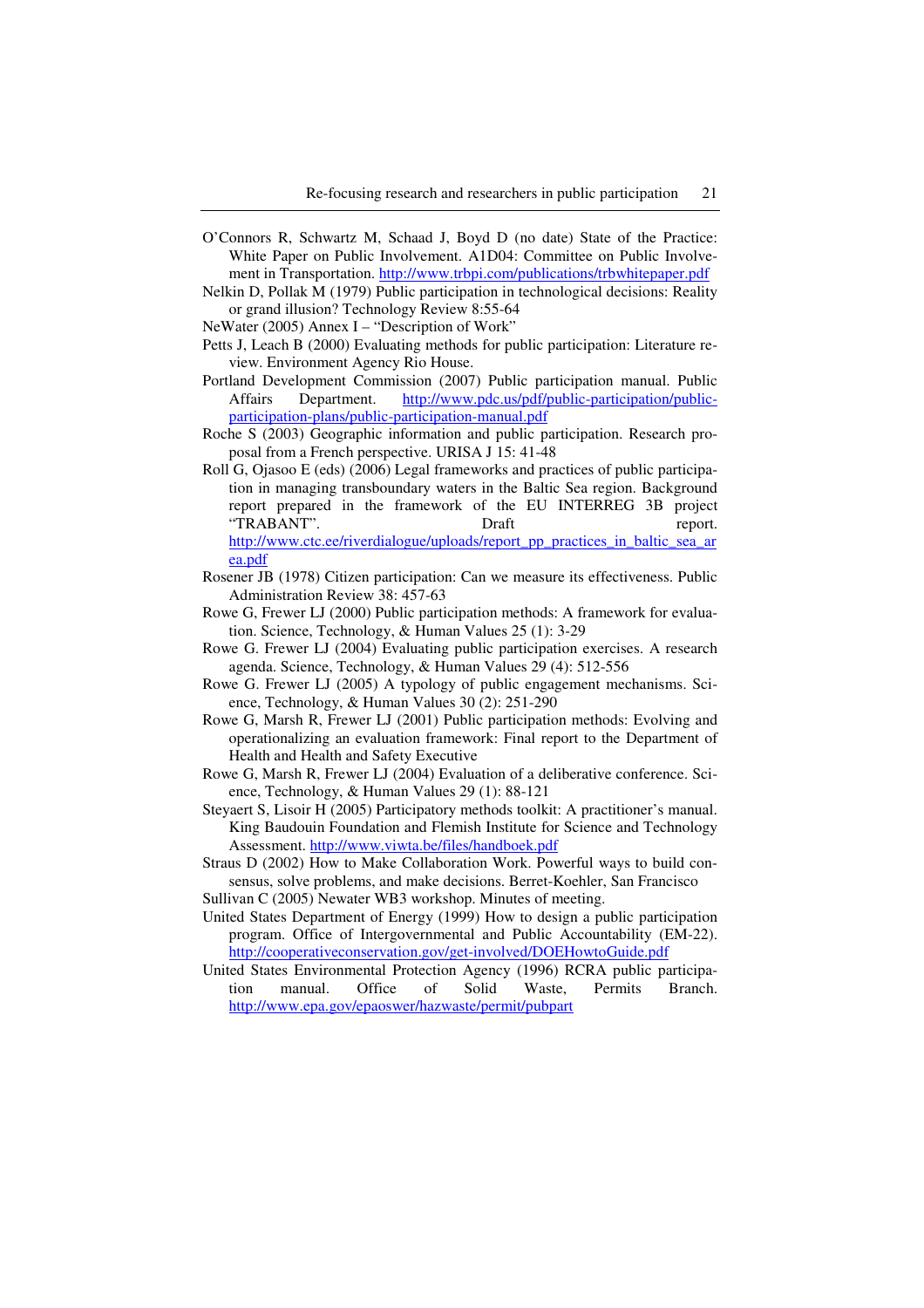O'Connors R, Schwartz M, Schaad J, Boyd D (no date) State of the Practice: White Paper on Public Involvement. A1D04: Committee on Public Involvement in Transportation. http://www.trbpi.com/publications/trbwhitepaper.pdf

Nelkin D, Pollak M (1979) Public participation in technological decisions: Reality or grand illusion? Technology Review 8:55-64

NeWater (2005) Annex I – "Description of Work"

Petts J, Leach B (2000) Evaluating methods for public participation: Literature review. Environment Agency Rio House.

Portland Development Commission (2007) Public participation manual. Public Affairs Department. http://www.pdc.us/pdf/public-participation/public-participation-plans/public-participation-manual.pdf

Roche S (2003) Geographic information and public participation. Research proposal from a French perspective. URISA J 15: 41-48

Roll G, Ojasoo E (eds) (2006) Legal frameworks and practices of public participation in managing transboundary waters in the Baltic Sea region. Background report prepared in the framework of the EU INTERREG 3B project "TRABANT". Draft report. http://www.ctc.ee/riverdialogue/uploads/report_pp_practices_in_baltic_sea_area.pdf

Rosener JB (1978) Citizen participation: Can we measure its effectiveness. Public Administration Review 38: 457-63

Rowe G, Frewer LJ (2000) Public participation methods: A framework for evaluation. Science, Technology, & Human Values 25 (1): 3-29

Rowe G. Frewer LJ (2004) Evaluating public participation exercises. A research agenda. Science, Technology, & Human Values 29 (4): 512-556

Rowe G. Frewer LJ (2005) A typology of public engagement mechanisms. Science, Technology, & Human Values 30 (2): 251-290

Rowe G, Marsh R, Frewer LJ (2001) Public participation methods: Evolving and operationalizing an evaluation framework: Final report to the Department of Health and Health and Safety Executive

Rowe G, Marsh R, Frewer LJ (2004) Evaluation of a deliberative conference. Science, Technology, & Human Values 29 (1): 88-121

Steyaert S, Lisoir H (2005) Participatory methods toolkit: A practitioner's manual. King Baudouin Foundation and Flemish Institute for Science and Technology Assessment. http://www.viwta.be/files/handboek.pdf

Straus D (2002) How to Make Collaboration Work. Powerful ways to build consensus, solve problems, and make decisions. Berret-Koehler, San Francisco

Sullivan C (2005) Newater WB3 workshop. Minutes of meeting.

United States Department of Energy (1999) How to design a public participation program. Office of Intergovernmental and Public Accountability (EM-22). http://cooperativeconservation.gov/get-involved/DOEHowtoGuide.pdf

United States Environmental Protection Agency (1996) RCRA public participation manual. Office of Solid Waste, Permits Branch. http://www.epa.gov/epaoswer/hazwaste/permit/pubpart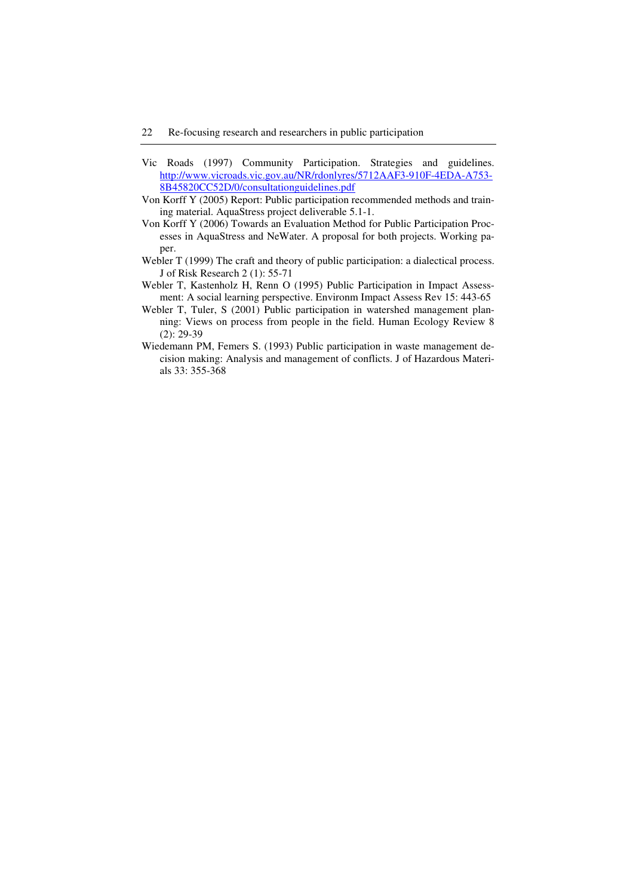Vic Roads (1997) Community Participation. Strategies and guidelines. http://www.vicroads.vic.gov.au/NR/rdonlyres/5712AAF3-910F-4EDA-A753-8B45820CC52D/0/consultationguidelines.pdf

Von Korff Y (2005) Report: Public participation recommended methods and training material. AquaStress project deliverable 5.1-1.

Von Korff Y (2006) Towards an Evaluation Method for Public Participation Processes in AquaStress and NeWater. A proposal for both projects. Working paper.

Webler T (1999) The craft and theory of public participation: a dialectical process. J of Risk Research 2 (1): 55-71

Webler T, Kastenholz H, Renn O (1995) Public Participation in Impact Assessment: A social learning perspective. Environm Impact Assess Rev 15: 443-65

Webler T, Tuler, S (2001) Public participation in watershed management planning: Views on process from people in the field. Human Ecology Review 8 (2): 29-39

Wiedemann PM, Femers S. (1993) Public participation in waste management decision making: Analysis and management of conflicts. J of Hazardous Materials 33: 355-368